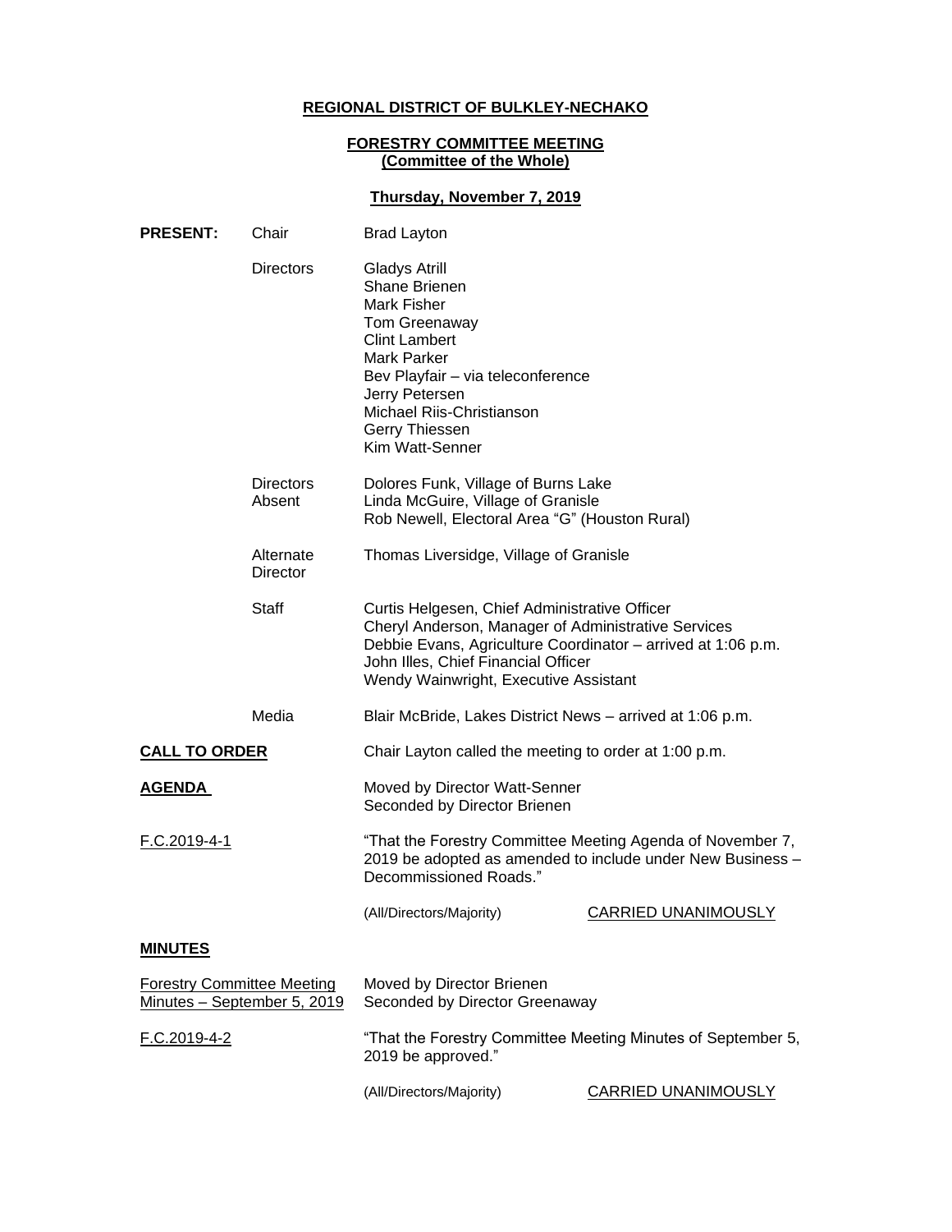**REGIONAL DISTRICT OF BULKLEY-NECHAKO**

**FORESTRY COMMITTEE MEETING**
**(Committee of the Whole)**

**Thursday, November 7, 2019**

**PRESENT:**

Chair: Brad Layton

Directors:
Gladys Atrill
Shane Brienen
Mark Fisher
Tom Greenaway
Clint Lambert
Mark Parker
Bev Playfair – via teleconference
Jerry Petersen
Michael Riis-Christianson
Gerry Thiessen
Kim Watt-Senner

Directors Absent:
Dolores Funk, Village of Burns Lake
Linda McGuire, Village of Granisle
Rob Newell, Electoral Area "G" (Houston Rural)

Alternate Director:
Thomas Liversidge, Village of Granisle

Staff:
Curtis Helgesen, Chief Administrative Officer
Cheryl Anderson, Manager of Administrative Services
Debbie Evans, Agriculture Coordinator – arrived at 1:06 p.m.
John Illes, Chief Financial Officer
Wendy Wainwright, Executive Assistant

Media:
Blair McBride, Lakes District News – arrived at 1:06 p.m.

**CALL TO ORDER**

Chair Layton called the meeting to order at 1:00 p.m.

**AGENDA**

Moved by Director Watt-Senner
Seconded by Director Brienen

F.C.2019-4-1

"That the Forestry Committee Meeting Agenda of November 7, 2019 be adopted as amended to include under New Business – Decommissioned Roads."

(All/Directors/Majority) CARRIED UNANIMOUSLY

**MINUTES**

Forestry Committee Meeting Minutes – September 5, 2019

Moved by Director Brienen
Seconded by Director Greenaway

F.C.2019-4-2

"That the Forestry Committee Meeting Minutes of September 5, 2019 be approved."

(All/Directors/Majority) CARRIED UNANIMOUSLY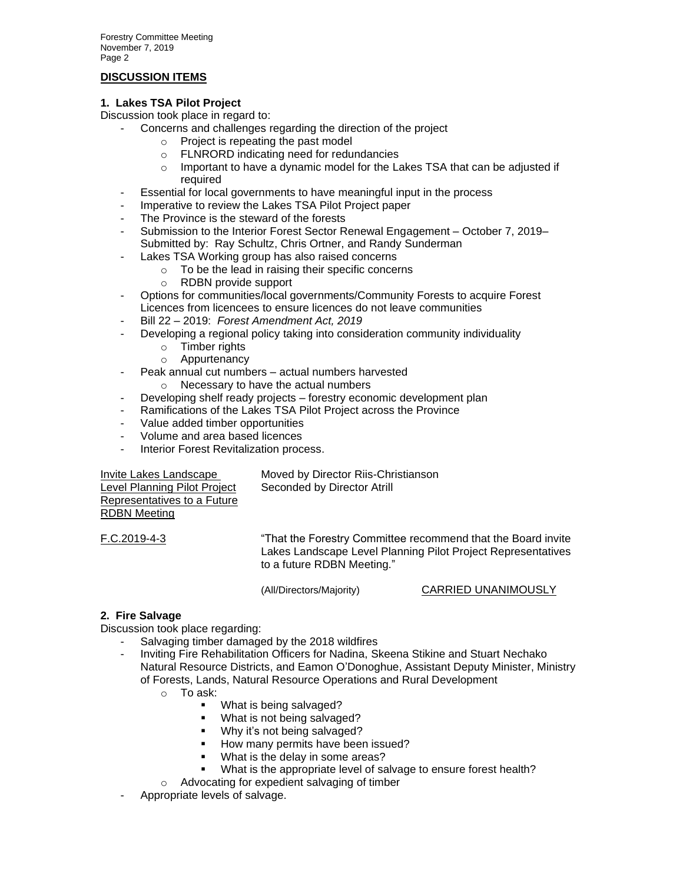## DISCUSSION ITEMS

### 1. Lakes TSA Pilot Project

Discussion took place in regard to:

- Concerns and challenges regarding the direction of the project
  - Project is repeating the past model
  - FLNRORD indicating need for redundancies
  - Important to have a dynamic model for the Lakes TSA that can be adjusted if required
- Essential for local governments to have meaningful input in the process
- Imperative to review the Lakes TSA Pilot Project paper
- The Province is the steward of the forests
- Submission to the Interior Forest Sector Renewal Engagement – October 7, 2019– Submitted by: Ray Schultz, Chris Ortner, and Randy Sunderman
- Lakes TSA Working group has also raised concerns
  - To be the lead in raising their specific concerns
  - RDBN provide support
- Options for communities/local governments/Community Forests to acquire Forest Licences from licencees to ensure licences do not leave communities
- Bill 22 – 2019: *Forest Amendment Act, 2019*
- Developing a regional policy taking into consideration community individuality
  - Timber rights
  - Appurtenancy
- Peak annual cut numbers – actual numbers harvested
  - Necessary to have the actual numbers
- Developing shelf ready projects – forestry economic development plan
- Ramifications of the Lakes TSA Pilot Project across the Province
- Value added timber opportunities
- Volume and area based licences
- Interior Forest Revitalization process.

Invite Lakes Landscape Level Planning Pilot Project Representatives to a Future RDBN Meeting

Moved by Director Riis-Christianson
Seconded by Director Atrill

F.C.2019-4-3

"That the Forestry Committee recommend that the Board invite Lakes Landscape Level Planning Pilot Project Representatives to a future RDBN Meeting."

(All/Directors/Majority) CARRIED UNANIMOUSLY

### 2. Fire Salvage

Discussion took place regarding:

- Salvaging timber damaged by the 2018 wildfires
- Inviting Fire Rehabilitation Officers for Nadina, Skeena Stikine and Stuart Nechako Natural Resource Districts, and Eamon O'Donoghue, Assistant Deputy Minister, Ministry of Forests, Lands, Natural Resource Operations and Rural Development
  - To ask:
    - What is being salvaged?
    - What is not being salvaged?
    - Why it's not being salvaged?
    - How many permits have been issued?
    - What is the delay in some areas?
    - What is the appropriate level of salvage to ensure forest health?
  - Advocating for expedient salvaging of timber
- Appropriate levels of salvage.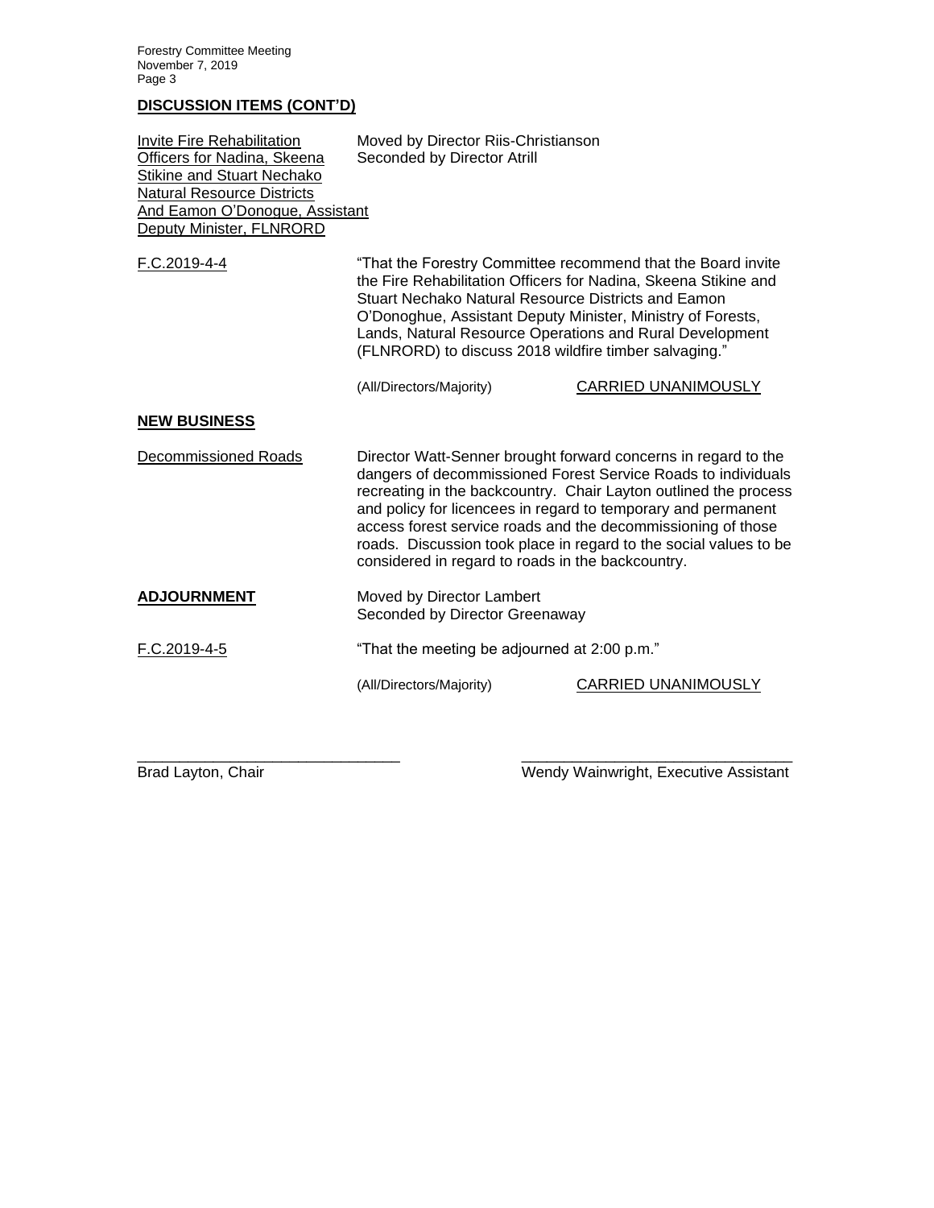## DISCUSSION ITEMS (CONT'D)

Invite Fire Rehabilitation Officers for Nadina, Skeena Stikine and Stuart Nechako Natural Resource Districts And Eamon O'Donoque, Assistant Deputy Minister, FLNRORD

Moved by Director Riis-Christianson
Seconded by Director Atrill

F.C.2019-4-4

"That the Forestry Committee recommend that the Board invite the Fire Rehabilitation Officers for Nadina, Skeena Stikine and Stuart Nechako Natural Resource Districts and Eamon O'Donoghue, Assistant Deputy Minister, Ministry of Forests, Lands, Natural Resource Operations and Rural Development (FLNRORD) to discuss 2018 wildfire timber salvaging."

(All/Directors/Majority) CARRIED UNANIMOUSLY

## NEW BUSINESS

Decommissioned Roads

Director Watt-Senner brought forward concerns in regard to the dangers of decommissioned Forest Service Roads to individuals recreating in the backcountry. Chair Layton outlined the process and policy for licencees in regard to temporary and permanent access forest service roads and the decommissioning of those roads. Discussion took place in regard to the social values to be considered in regard to roads in the backcountry.

## ADJOURNMENT

Moved by Director Lambert
Seconded by Director Greenaway

F.C.2019-4-5

"That the meeting be adjourned at 2:00 p.m."

(All/Directors/Majority) CARRIED UNANIMOUSLY

______________________________
Brad Layton, Chair

______________________________
Wendy Wainwright, Executive Assistant